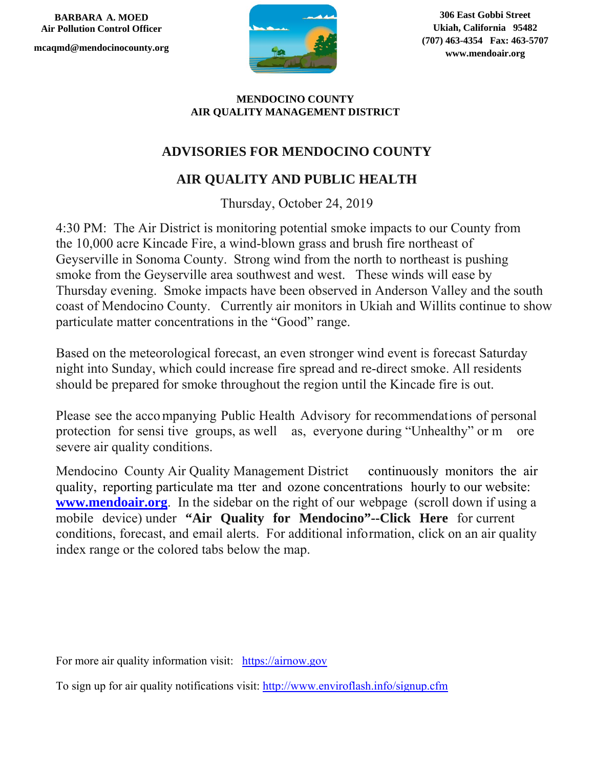**BARBARA A. MOED**
**Air Pollution Control Officer**

**mcaqmd@mendocinocounty.org**

**306 East Gobbi Street**
**Ukiah, California 95482**
**(707) 463-4354 Fax: 463-5707**
**www.mendoair.org**

**MENDOCINO COUNTY**
**AIR QUALITY MANAGEMENT DISTRICT**

## ADVISORIES FOR MENDOCINO COUNTY

## AIR QUALITY AND PUBLIC HEALTH

Thursday, October 24, 2019

4:30 PM: The Air District is monitoring potential smoke impacts to our County from the 10,000 acre Kincade Fire, a wind-blown grass and brush fire northeast of Geyserville in Sonoma County. Strong wind from the north to northeast is pushing smoke from the Geyserville area southwest and west. These winds will ease by Thursday evening. Smoke impacts have been observed in Anderson Valley and the south coast of Mendocino County. Currently air monitors in Ukiah and Willits continue to show particulate matter concentrations in the "Good" range.

Based on the meteorological forecast, an even stronger wind event is forecast Saturday night into Sunday, which could increase fire spread and re-direct smoke. All residents should be prepared for smoke throughout the region until the Kincade fire is out.

Please see the accompanying Public Health Advisory for recommendations of personal protection for sensitive groups, as well as, everyone during "Unhealthy" or more severe air quality conditions.

Mendocino County Air Quality Management District continuously monitors the air quality, reporting particulate matter and ozone concentrations hourly to our website: **www.mendoair.org**. In the sidebar on the right of our webpage (scroll down if using a mobile device) under **"Air Quality for Mendocino"--Click Here** for current conditions, forecast, and email alerts. For additional information, click on an air quality index range or the colored tabs below the map.

For more air quality information visit: https://airnow.gov

To sign up for air quality notifications visit: http://www.enviroflash.info/signup.cfm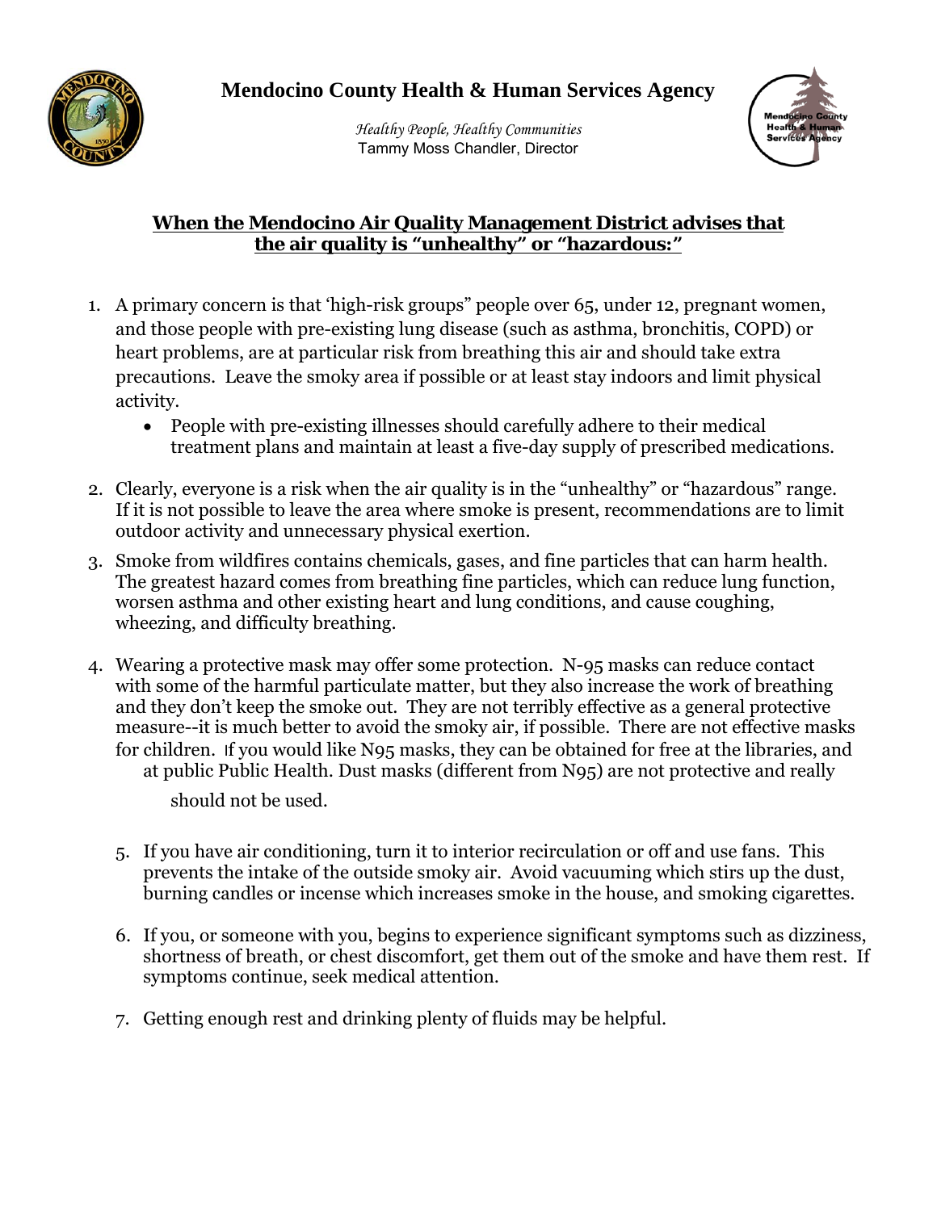**Mendocino County Health & Human Services Agency**

*Healthy People, Healthy Communities*
Tammy Moss Chandler, Director

## When the Mendocino Air Quality Management District advises that the air quality is "unhealthy" or "hazardous:"

1. A primary concern is that 'high-risk groups" people over 65, under 12, pregnant women, and those people with pre-existing lung disease (such as asthma, bronchitis, COPD) or heart problems, are at particular risk from breathing this air and should take extra precautions. Leave the smoky area if possible or at least stay indoors and limit physical activity.
   - People with pre-existing illnesses should carefully adhere to their medical treatment plans and maintain at least a five-day supply of prescribed medications.
2. Clearly, everyone is a risk when the air quality is in the "unhealthy" or "hazardous" range. If it is not possible to leave the area where smoke is present, recommendations are to limit outdoor activity and unnecessary physical exertion.
3. Smoke from wildfires contains chemicals, gases, and fine particles that can harm health. The greatest hazard comes from breathing fine particles, which can reduce lung function, worsen asthma and other existing heart and lung conditions, and cause coughing, wheezing, and difficulty breathing.
4. Wearing a protective mask may offer some protection. N-95 masks can reduce contact with some of the harmful particulate matter, but they also increase the work of breathing and they don't keep the smoke out. They are not terribly effective as a general protective measure--it is much better to avoid the smoky air, if possible. There are not effective masks for children. If you would like N95 masks, they can be obtained for free at the libraries, and at public Public Health. Dust masks (different from N95) are not protective and really should not be used.
5. If you have air conditioning, turn it to interior recirculation or off and use fans. This prevents the intake of the outside smoky air. Avoid vacuuming which stirs up the dust, burning candles or incense which increases smoke in the house, and smoking cigarettes.
6. If you, or someone with you, begins to experience significant symptoms such as dizziness, shortness of breath, or chest discomfort, get them out of the smoke and have them rest. If symptoms continue, seek medical attention.
7. Getting enough rest and drinking plenty of fluids may be helpful.